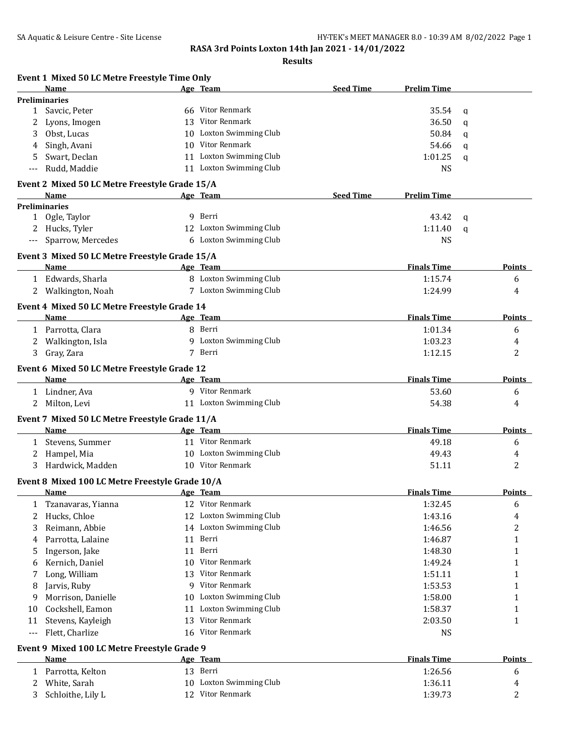# RASA 3rd Points Loxton 14th Jan 2021 - 14/01/2022

## Results

### Event 1 Mixed 50 LC Metre Freestyle Time Only

| | Name | Age | Team | Seed Time | Prelim Time | |
|---|---|---|---|---|---|---|
| **Preliminaries** | | | | | | |
| 1 | Savcic, Peter | 66 | Vitor Renmark | | 35.54 | q |
| 2 | Lyons, Imogen | 13 | Vitor Renmark | | 36.50 | q |
| 3 | Obst, Lucas | 10 | Loxton Swimming Club | | 50.84 | q |
| 4 | Singh, Avani | 10 | Vitor Renmark | | 54.66 | q |
| 5 | Swart, Declan | 11 | Loxton Swimming Club | | 1:01.25 | q |
| --- | Rudd, Maddie | 11 | Loxton Swimming Club | | NS | |

### Event 2 Mixed 50 LC Metre Freestyle Grade 15/A

| | Name | Age | Team | Seed Time | Prelim Time | |
|---|---|---|---|---|---|---|
| **Preliminaries** | | | | | | |
| 1 | Ogle, Taylor | 9 | Berri | | 43.42 | q |
| 2 | Hucks, Tyler | 12 | Loxton Swimming Club | | 1:11.40 | q |
| --- | Sparrow, Mercedes | 6 | Loxton Swimming Club | | NS | |

### Event 3 Mixed 50 LC Metre Freestyle Grade 15/A

| | Name | Age | Team | Finals Time | Points |
|---|---|---|---|---|---|
| 1 | Edwards, Sharla | 8 | Loxton Swimming Club | 1:15.74 | 6 |
| 2 | Walkington, Noah | 7 | Loxton Swimming Club | 1:24.99 | 4 |

### Event 4 Mixed 50 LC Metre Freestyle Grade 14

| | Name | Age | Team | Finals Time | Points |
|---|---|---|---|---|---|
| 1 | Parrotta, Clara | 8 | Berri | 1:01.34 | 6 |
| 2 | Walkington, Isla | 9 | Loxton Swimming Club | 1:03.23 | 4 |
| 3 | Gray, Zara | 7 | Berri | 1:12.15 | 2 |

### Event 6 Mixed 50 LC Metre Freestyle Grade 12

| | Name | Age | Team | Finals Time | Points |
|---|---|---|---|---|---|
| 1 | Lindner, Ava | 9 | Vitor Renmark | 53.60 | 6 |
| 2 | Milton, Levi | 11 | Loxton Swimming Club | 54.38 | 4 |

### Event 7 Mixed 50 LC Metre Freestyle Grade 11/A

| | Name | Age | Team | Finals Time | Points |
|---|---|---|---|---|---|
| 1 | Stevens, Summer | 11 | Vitor Renmark | 49.18 | 6 |
| 2 | Hampel, Mia | 10 | Loxton Swimming Club | 49.43 | 4 |
| 3 | Hardwick, Madden | 10 | Vitor Renmark | 51.11 | 2 |

### Event 8 Mixed 100 LC Metre Freestyle Grade 10/A

| | Name | Age | Team | Finals Time | Points |
|---|---|---|---|---|---|
| 1 | Tzanavaras, Yianna | 12 | Vitor Renmark | 1:32.45 | 6 |
| 2 | Hucks, Chloe | 12 | Loxton Swimming Club | 1:43.16 | 4 |
| 3 | Reimann, Abbie | 14 | Loxton Swimming Club | 1:46.56 | 2 |
| 4 | Parrotta, Lalaine | 11 | Berri | 1:46.87 | 1 |
| 5 | Ingerson, Jake | 11 | Berri | 1:48.30 | 1 |
| 6 | Kernich, Daniel | 10 | Vitor Renmark | 1:49.24 | 1 |
| 7 | Long, William | 13 | Vitor Renmark | 1:51.11 | 1 |
| 8 | Jarvis, Ruby | 9 | Vitor Renmark | 1:53.53 | 1 |
| 9 | Morrison, Danielle | 10 | Loxton Swimming Club | 1:58.00 | 1 |
| 10 | Cockshell, Eamon | 11 | Loxton Swimming Club | 1:58.37 | 1 |
| 11 | Stevens, Kayleigh | 13 | Vitor Renmark | 2:03.50 | 1 |
| --- | Flett, Charlize | 16 | Vitor Renmark | NS | |

### Event 9 Mixed 100 LC Metre Freestyle Grade 9

| | Name | Age | Team | Finals Time | Points |
|---|---|---|---|---|---|
| 1 | Parrotta, Kelton | 13 | Berri | 1:26.56 | 6 |
| 2 | White, Sarah | 10 | Loxton Swimming Club | 1:36.11 | 4 |
| 3 | Schloithe, Lily L | 12 | Vitor Renmark | 1:39.73 | 2 |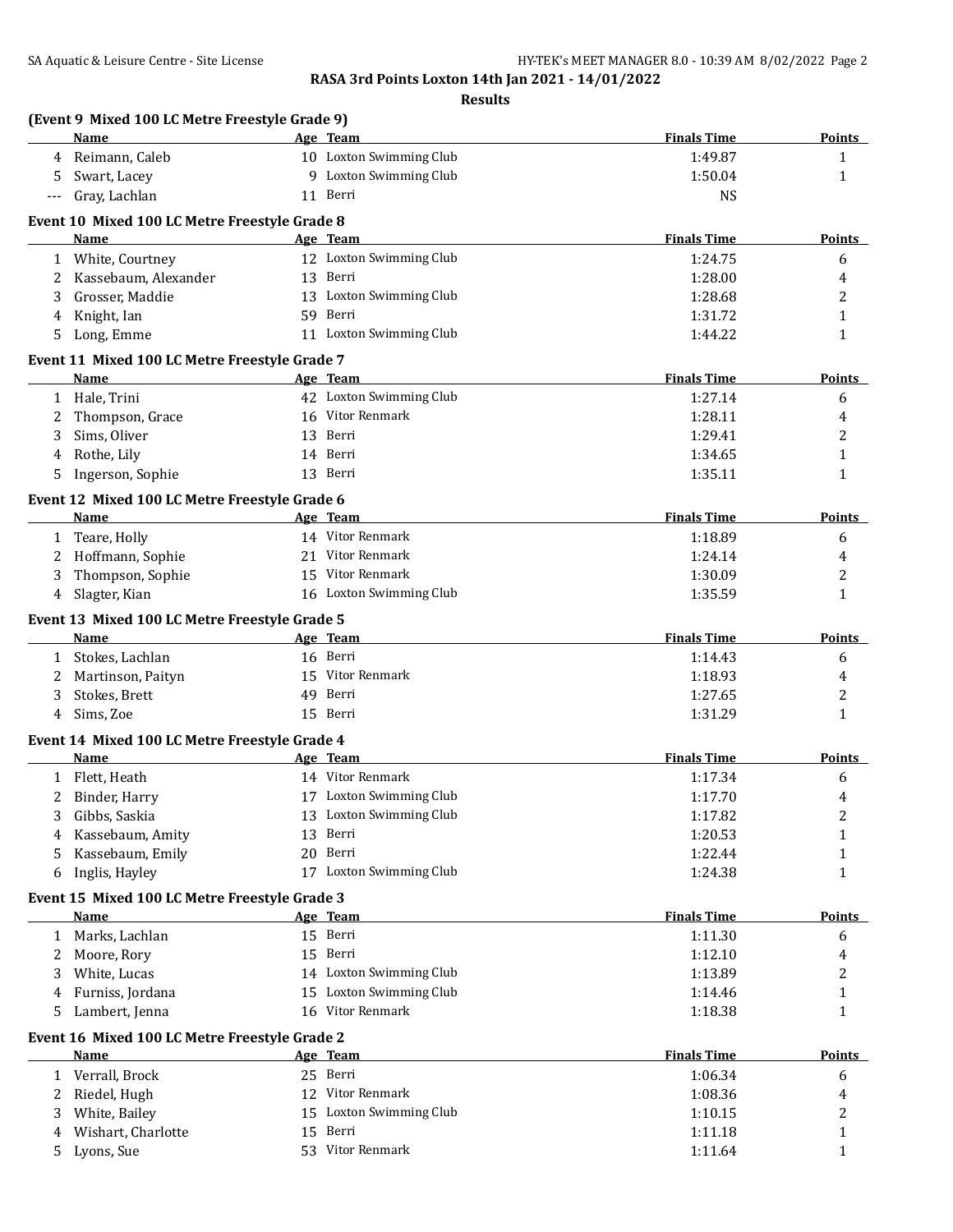## RASA 3rd Points Loxton 14th Jan 2021 - 14/01/2022

### Results

**(Event 9 Mixed 100 LC Metre Freestyle Grade 9)**

| | Name | Age | Team | Finals Time | Points |
|---|---|---|---|---|---|
| 4 | Reimann, Caleb | 10 | Loxton Swimming Club | 1:49.87 | 1 |
| 5 | Swart, Lacey | 9 | Loxton Swimming Club | 1:50.04 | 1 |
| --- | Gray, Lachlan | 11 | Berri | NS | |

**Event 10 Mixed 100 LC Metre Freestyle Grade 8**

| | Name | Age | Team | Finals Time | Points |
|---|---|---|---|---|---|
| 1 | White, Courtney | 12 | Loxton Swimming Club | 1:24.75 | 6 |
| 2 | Kassebaum, Alexander | 13 | Berri | 1:28.00 | 4 |
| 3 | Grosser, Maddie | 13 | Loxton Swimming Club | 1:28.68 | 2 |
| 4 | Knight, Ian | 59 | Berri | 1:31.72 | 1 |
| 5 | Long, Emme | 11 | Loxton Swimming Club | 1:44.22 | 1 |

**Event 11 Mixed 100 LC Metre Freestyle Grade 7**

| | Name | Age | Team | Finals Time | Points |
|---|---|---|---|---|---|
| 1 | Hale, Trini | 42 | Loxton Swimming Club | 1:27.14 | 6 |
| 2 | Thompson, Grace | 16 | Vitor Renmark | 1:28.11 | 4 |
| 3 | Sims, Oliver | 13 | Berri | 1:29.41 | 2 |
| 4 | Rothe, Lily | 14 | Berri | 1:34.65 | 1 |
| 5 | Ingerson, Sophie | 13 | Berri | 1:35.11 | 1 |

**Event 12 Mixed 100 LC Metre Freestyle Grade 6**

| | Name | Age | Team | Finals Time | Points |
|---|---|---|---|---|---|
| 1 | Teare, Holly | 14 | Vitor Renmark | 1:18.89 | 6 |
| 2 | Hoffmann, Sophie | 21 | Vitor Renmark | 1:24.14 | 4 |
| 3 | Thompson, Sophie | 15 | Vitor Renmark | 1:30.09 | 2 |
| 4 | Slagter, Kian | 16 | Loxton Swimming Club | 1:35.59 | 1 |

**Event 13 Mixed 100 LC Metre Freestyle Grade 5**

| | Name | Age | Team | Finals Time | Points |
|---|---|---|---|---|---|
| 1 | Stokes, Lachlan | 16 | Berri | 1:14.43 | 6 |
| 2 | Martinson, Paityn | 15 | Vitor Renmark | 1:18.93 | 4 |
| 3 | Stokes, Brett | 49 | Berri | 1:27.65 | 2 |
| 4 | Sims, Zoe | 15 | Berri | 1:31.29 | 1 |

**Event 14 Mixed 100 LC Metre Freestyle Grade 4**

| | Name | Age | Team | Finals Time | Points |
|---|---|---|---|---|---|
| 1 | Flett, Heath | 14 | Vitor Renmark | 1:17.34 | 6 |
| 2 | Binder, Harry | 17 | Loxton Swimming Club | 1:17.70 | 4 |
| 3 | Gibbs, Saskia | 13 | Loxton Swimming Club | 1:17.82 | 2 |
| 4 | Kassebaum, Amity | 13 | Berri | 1:20.53 | 1 |
| 5 | Kassebaum, Emily | 20 | Berri | 1:22.44 | 1 |
| 6 | Inglis, Hayley | 17 | Loxton Swimming Club | 1:24.38 | 1 |

**Event 15 Mixed 100 LC Metre Freestyle Grade 3**

| | Name | Age | Team | Finals Time | Points |
|---|---|---|---|---|---|
| 1 | Marks, Lachlan | 15 | Berri | 1:11.30 | 6 |
| 2 | Moore, Rory | 15 | Berri | 1:12.10 | 4 |
| 3 | White, Lucas | 14 | Loxton Swimming Club | 1:13.89 | 2 |
| 4 | Furniss, Jordana | 15 | Loxton Swimming Club | 1:14.46 | 1 |
| 5 | Lambert, Jenna | 16 | Vitor Renmark | 1:18.38 | 1 |

**Event 16 Mixed 100 LC Metre Freestyle Grade 2**

| | Name | Age | Team | Finals Time | Points |
|---|---|---|---|---|---|
| 1 | Verrall, Brock | 25 | Berri | 1:06.34 | 6 |
| 2 | Riedel, Hugh | 12 | Vitor Renmark | 1:08.36 | 4 |
| 3 | White, Bailey | 15 | Loxton Swimming Club | 1:10.15 | 2 |
| 4 | Wishart, Charlotte | 15 | Berri | 1:11.18 | 1 |
| 5 | Lyons, Sue | 53 | Vitor Renmark | 1:11.64 | 1 |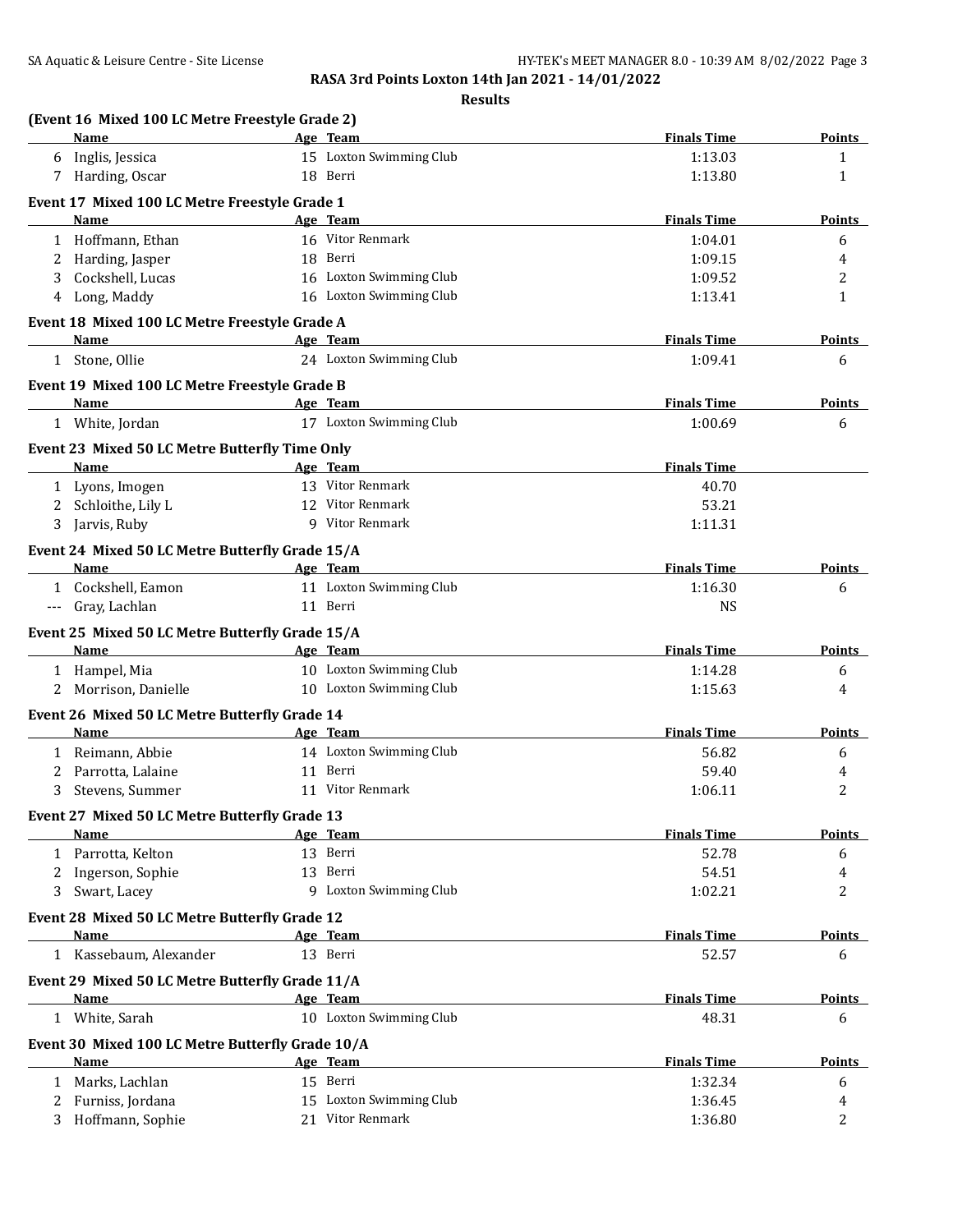RASA 3rd Points Loxton 14th Jan 2021 - 14/01/2022

**Results**

### (Event 16 Mixed 100 LC Metre Freestyle Grade 2)

| | Name | Age | Team | Finals Time | Points |
|---|---|---|---|---|---|
| 6 | Inglis, Jessica | 15 | Loxton Swimming Club | 1:13.03 | 1 |
| 7 | Harding, Oscar | 18 | Berri | 1:13.80 | 1 |

### Event 17 Mixed 100 LC Metre Freestyle Grade 1

| | Name | Age | Team | Finals Time | Points |
|---|---|---|---|---|---|
| 1 | Hoffmann, Ethan | 16 | Vitor Renmark | 1:04.01 | 6 |
| 2 | Harding, Jasper | 18 | Berri | 1:09.15 | 4 |
| 3 | Cockshell, Lucas | 16 | Loxton Swimming Club | 1:09.52 | 2 |
| 4 | Long, Maddy | 16 | Loxton Swimming Club | 1:13.41 | 1 |

### Event 18 Mixed 100 LC Metre Freestyle Grade A

| | Name | Age | Team | Finals Time | Points |
|---|---|---|---|---|---|
| 1 | Stone, Ollie | 24 | Loxton Swimming Club | 1:09.41 | 6 |

### Event 19 Mixed 100 LC Metre Freestyle Grade B

| | Name | Age | Team | Finals Time | Points |
|---|---|---|---|---|---|
| 1 | White, Jordan | 17 | Loxton Swimming Club | 1:00.69 | 6 |

### Event 23 Mixed 50 LC Metre Butterfly Time Only

| | Name | Age | Team | Finals Time |
|---|---|---|---|---|
| 1 | Lyons, Imogen | 13 | Vitor Renmark | 40.70 |
| 2 | Schloithe, Lily L | 12 | Vitor Renmark | 53.21 |
| 3 | Jarvis, Ruby | 9 | Vitor Renmark | 1:11.31 |

### Event 24 Mixed 50 LC Metre Butterfly Grade 15/A

| | Name | Age | Team | Finals Time | Points |
|---|---|---|---|---|---|
| 1 | Cockshell, Eamon | 11 | Loxton Swimming Club | 1:16.30 | 6 |
| --- | Gray, Lachlan | 11 | Berri | NS | |

### Event 25 Mixed 50 LC Metre Butterfly Grade 15/A

| | Name | Age | Team | Finals Time | Points |
|---|---|---|---|---|---|
| 1 | Hampel, Mia | 10 | Loxton Swimming Club | 1:14.28 | 6 |
| 2 | Morrison, Danielle | 10 | Loxton Swimming Club | 1:15.63 | 4 |

### Event 26 Mixed 50 LC Metre Butterfly Grade 14

| | Name | Age | Team | Finals Time | Points |
|---|---|---|---|---|---|
| 1 | Reimann, Abbie | 14 | Loxton Swimming Club | 56.82 | 6 |
| 2 | Parrotta, Lalaine | 11 | Berri | 59.40 | 4 |
| 3 | Stevens, Summer | 11 | Vitor Renmark | 1:06.11 | 2 |

### Event 27 Mixed 50 LC Metre Butterfly Grade 13

| | Name | Age | Team | Finals Time | Points |
|---|---|---|---|---|---|
| 1 | Parrotta, Kelton | 13 | Berri | 52.78 | 6 |
| 2 | Ingerson, Sophie | 13 | Berri | 54.51 | 4 |
| 3 | Swart, Lacey | 9 | Loxton Swimming Club | 1:02.21 | 2 |

### Event 28 Mixed 50 LC Metre Butterfly Grade 12

| | Name | Age | Team | Finals Time | Points |
|---|---|---|---|---|---|
| 1 | Kassebaum, Alexander | 13 | Berri | 52.57 | 6 |

### Event 29 Mixed 50 LC Metre Butterfly Grade 11/A

| | Name | Age | Team | Finals Time | Points |
|---|---|---|---|---|---|
| 1 | White, Sarah | 10 | Loxton Swimming Club | 48.31 | 6 |

### Event 30 Mixed 100 LC Metre Butterfly Grade 10/A

| | Name | Age | Team | Finals Time | Points |
|---|---|---|---|---|---|
| 1 | Marks, Lachlan | 15 | Berri | 1:32.34 | 6 |
| 2 | Furniss, Jordana | 15 | Loxton Swimming Club | 1:36.45 | 4 |
| 3 | Hoffmann, Sophie | 21 | Vitor Renmark | 1:36.80 | 2 |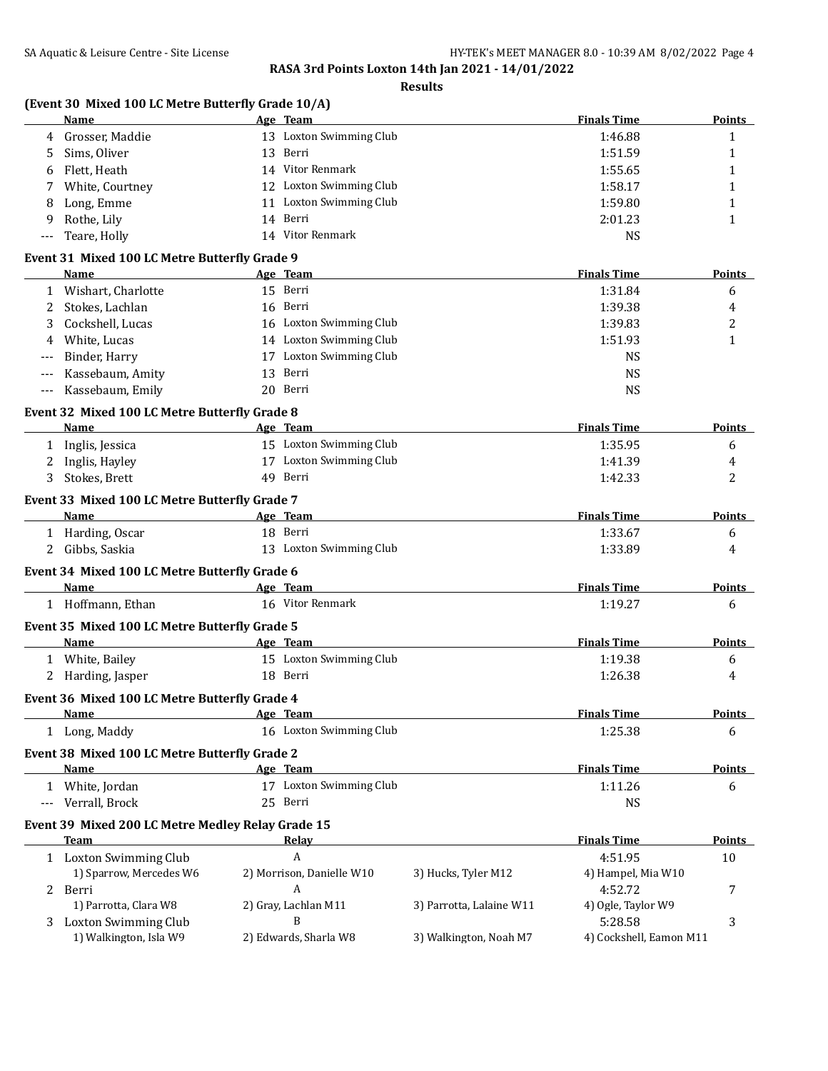**RASA 3rd Points Loxton 14th Jan 2021 - 14/01/2022**

**Results**

### (Event 30 Mixed 100 LC Metre Butterfly Grade 10/A)

| | Name | Age | Team | Finals Time | Points |
|---|---|---|---|---|---|
| 4 | Grosser, Maddie | 13 | Loxton Swimming Club | 1:46.88 | 1 |
| 5 | Sims, Oliver | 13 | Berri | 1:51.59 | 1 |
| 6 | Flett, Heath | 14 | Vitor Renmark | 1:55.65 | 1 |
| 7 | White, Courtney | 12 | Loxton Swimming Club | 1:58.17 | 1 |
| 8 | Long, Emme | 11 | Loxton Swimming Club | 1:59.80 | 1 |
| 9 | Rothe, Lily | 14 | Berri | 2:01.23 | 1 |
| --- | Teare, Holly | 14 | Vitor Renmark | NS | |

### Event 31 Mixed 100 LC Metre Butterfly Grade 9

| | Name | Age | Team | Finals Time | Points |
|---|---|---|---|---|---|
| 1 | Wishart, Charlotte | 15 | Berri | 1:31.84 | 6 |
| 2 | Stokes, Lachlan | 16 | Berri | 1:39.38 | 4 |
| 3 | Cockshell, Lucas | 16 | Loxton Swimming Club | 1:39.83 | 2 |
| 4 | White, Lucas | 14 | Loxton Swimming Club | 1:51.93 | 1 |
| --- | Binder, Harry | 17 | Loxton Swimming Club | NS | |
| --- | Kassebaum, Amity | 13 | Berri | NS | |
| --- | Kassebaum, Emily | 20 | Berri | NS | |

### Event 32 Mixed 100 LC Metre Butterfly Grade 8

| | Name | Age | Team | Finals Time | Points |
|---|---|---|---|---|---|
| 1 | Inglis, Jessica | 15 | Loxton Swimming Club | 1:35.95 | 6 |
| 2 | Inglis, Hayley | 17 | Loxton Swimming Club | 1:41.39 | 4 |
| 3 | Stokes, Brett | 49 | Berri | 1:42.33 | 2 |

### Event 33 Mixed 100 LC Metre Butterfly Grade 7

| | Name | Age | Team | Finals Time | Points |
|---|---|---|---|---|---|
| 1 | Harding, Oscar | 18 | Berri | 1:33.67 | 6 |
| 2 | Gibbs, Saskia | 13 | Loxton Swimming Club | 1:33.89 | 4 |

### Event 34 Mixed 100 LC Metre Butterfly Grade 6

| | Name | Age | Team | Finals Time | Points |
|---|---|---|---|---|---|
| 1 | Hoffmann, Ethan | 16 | Vitor Renmark | 1:19.27 | 6 |

### Event 35 Mixed 100 LC Metre Butterfly Grade 5

| | Name | Age | Team | Finals Time | Points |
|---|---|---|---|---|---|
| 1 | White, Bailey | 15 | Loxton Swimming Club | 1:19.38 | 6 |
| 2 | Harding, Jasper | 18 | Berri | 1:26.38 | 4 |

### Event 36 Mixed 100 LC Metre Butterfly Grade 4

| | Name | Age | Team | Finals Time | Points |
|---|---|---|---|---|---|
| 1 | Long, Maddy | 16 | Loxton Swimming Club | 1:25.38 | 6 |

### Event 38 Mixed 100 LC Metre Butterfly Grade 2

| | Name | Age | Team | Finals Time | Points |
|---|---|---|---|---|---|
| 1 | White, Jordan | 17 | Loxton Swimming Club | 1:11.26 | 6 |
| --- | Verrall, Brock | 25 | Berri | NS | |

### Event 39 Mixed 200 LC Metre Medley Relay Grade 15

| | Team | Relay | | Finals Time | Points |
|---|---|---|---|---|---|
| 1 | Loxton Swimming Club | A | | 4:51.95 | 10 |
| | 1) Sparrow, Mercedes W6 | 2) Morrison, Danielle W10 | 3) Hucks, Tyler M12 | 4) Hampel, Mia W10 | |
| 2 | Berri | A | | 4:52.72 | 7 |
| | 1) Parrotta, Clara W8 | 2) Gray, Lachlan M11 | 3) Parrotta, Lalaine W11 | 4) Ogle, Taylor W9 | |
| 3 | Loxton Swimming Club | B | | 5:28.58 | 3 |
| | 1) Walkington, Isla W9 | 2) Edwards, Sharla W8 | 3) Walkington, Noah M7 | 4) Cockshell, Eamon M11 | |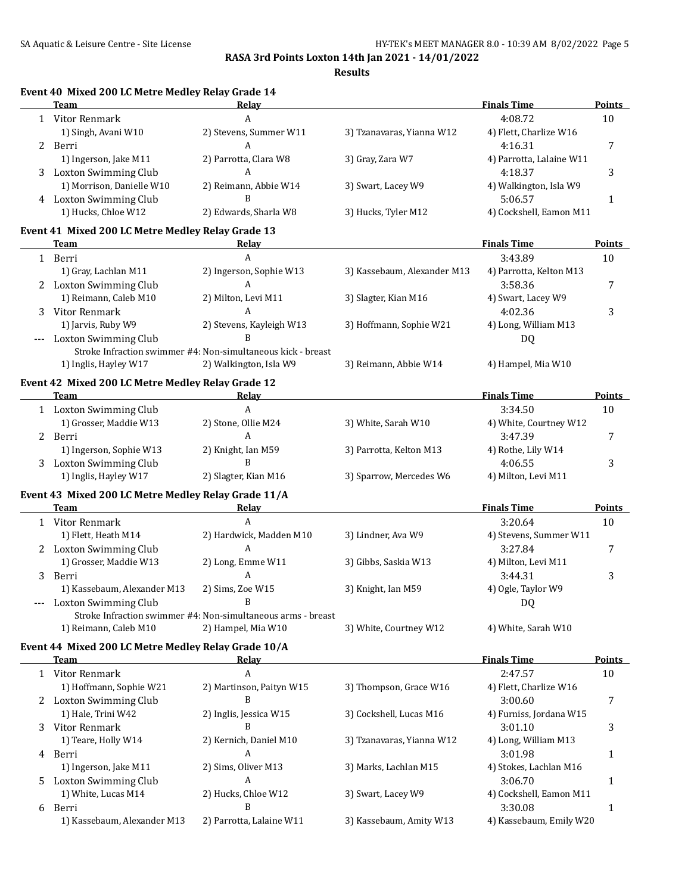**RASA 3rd Points Loxton 14th Jan 2021 - 14/01/2022**

**Results**

### Event 40 Mixed 200 LC Metre Medley Relay Grade 14

| | Team | Relay | | Finals Time | Points |
|---|---|---|---|---|---|
| 1 | Vitor Renmark | A | | 4:08.72 | 10 |
| | 1) Singh, Avani W10 | 2) Stevens, Summer W11 | 3) Tzanavaras, Yianna W12 | 4) Flett, Charlize W16 | |
| 2 | Berri | A | | 4:16.31 | 7 |
| | 1) Ingerson, Jake M11 | 2) Parrotta, Clara W8 | 3) Gray, Zara W7 | 4) Parrotta, Lalaine W11 | |
| 3 | Loxton Swimming Club | A | | 4:18.37 | 3 |
| | 1) Morrison, Danielle W10 | 2) Reimann, Abbie W14 | 3) Swart, Lacey W9 | 4) Walkington, Isla W9 | |
| 4 | Loxton Swimming Club | B | | 5:06.57 | 1 |
| | 1) Hucks, Chloe W12 | 2) Edwards, Sharla W8 | 3) Hucks, Tyler M12 | 4) Cockshell, Eamon M11 | |

### Event 41 Mixed 200 LC Metre Medley Relay Grade 13

| | Team | Relay | | Finals Time | Points |
|---|---|---|---|---|---|
| 1 | Berri | A | | 3:43.89 | 10 |
| | 1) Gray, Lachlan M11 | 2) Ingerson, Sophie W13 | 3) Kassebaum, Alexander M13 | 4) Parrotta, Kelton M13 | |
| 2 | Loxton Swimming Club | A | | 3:58.36 | 7 |
| | 1) Reimann, Caleb M10 | 2) Milton, Levi M11 | 3) Slagter, Kian M16 | 4) Swart, Lacey W9 | |
| 3 | Vitor Renmark | A | | 4:02.36 | 3 |
| | 1) Jarvis, Ruby W9 | 2) Stevens, Kayleigh W13 | 3) Hoffmann, Sophie W21 | 4) Long, William M13 | |
| --- | Loxton Swimming Club | B | | DQ | |
| | Stroke Infraction swimmer #4: Non-simultaneous kick - breast | | | | |
| | 1) Inglis, Hayley W17 | 2) Walkington, Isla W9 | 3) Reimann, Abbie W14 | 4) Hampel, Mia W10 | |

### Event 42 Mixed 200 LC Metre Medley Relay Grade 12

| | Team | Relay | | Finals Time | Points |
|---|---|---|---|---|---|
| 1 | Loxton Swimming Club | A | | 3:34.50 | 10 |
| | 1) Grosser, Maddie W13 | 2) Stone, Ollie M24 | 3) White, Sarah W10 | 4) White, Courtney W12 | |
| 2 | Berri | A | | 3:47.39 | 7 |
| | 1) Ingerson, Sophie W13 | 2) Knight, Ian M59 | 3) Parrotta, Kelton M13 | 4) Rothe, Lily W14 | |
| 3 | Loxton Swimming Club | B | | 4:06.55 | 3 |
| | 1) Inglis, Hayley W17 | 2) Slagter, Kian M16 | 3) Sparrow, Mercedes W6 | 4) Milton, Levi M11 | |

### Event 43 Mixed 200 LC Metre Medley Relay Grade 11/A

| | Team | Relay | | Finals Time | Points |
|---|---|---|---|---|---|
| 1 | Vitor Renmark | A | | 3:20.64 | 10 |
| | 1) Flett, Heath M14 | 2) Hardwick, Madden M10 | 3) Lindner, Ava W9 | 4) Stevens, Summer W11 | |
| 2 | Loxton Swimming Club | A | | 3:27.84 | 7 |
| | 1) Grosser, Maddie W13 | 2) Long, Emme W11 | 3) Gibbs, Saskia W13 | 4) Milton, Levi M11 | |
| 3 | Berri | A | | 3:44.31 | 3 |
| | 1) Kassebaum, Alexander M13 | 2) Sims, Zoe W15 | 3) Knight, Ian M59 | 4) Ogle, Taylor W9 | |
| --- | Loxton Swimming Club | B | | DQ | |
| | Stroke Infraction swimmer #4: Non-simultaneous arms - breast | | | | |
| | 1) Reimann, Caleb M10 | 2) Hampel, Mia W10 | 3) White, Courtney W12 | 4) White, Sarah W10 | |

### Event 44 Mixed 200 LC Metre Medley Relay Grade 10/A

| | Team | Relay | | Finals Time | Points |
|---|---|---|---|---|---|
| 1 | Vitor Renmark | A | | 2:47.57 | 10 |
| | 1) Hoffmann, Sophie W21 | 2) Martinson, Paityn W15 | 3) Thompson, Grace W16 | 4) Flett, Charlize W16 | |
| 2 | Loxton Swimming Club | B | | 3:00.60 | 7 |
| | 1) Hale, Trini W42 | 2) Inglis, Jessica W15 | 3) Cockshell, Lucas M16 | 4) Furniss, Jordana W15 | |
| 3 | Vitor Renmark | B | | 3:01.10 | 3 |
| | 1) Teare, Holly W14 | 2) Kernich, Daniel M10 | 3) Tzanavaras, Yianna W12 | 4) Long, William M13 | |
| 4 | Berri | A | | 3:01.98 | 1 |
| | 1) Ingerson, Jake M11 | 2) Sims, Oliver M13 | 3) Marks, Lachlan M15 | 4) Stokes, Lachlan M16 | |
| 5 | Loxton Swimming Club | A | | 3:06.70 | 1 |
| | 1) White, Lucas M14 | 2) Hucks, Chloe W12 | 3) Swart, Lacey W9 | 4) Cockshell, Eamon M11 | |
| 6 | Berri | B | | 3:30.08 | 1 |
| | 1) Kassebaum, Alexander M13 | 2) Parrotta, Lalaine W11 | 3) Kassebaum, Amity W13 | 4) Kassebaum, Emily W20 | |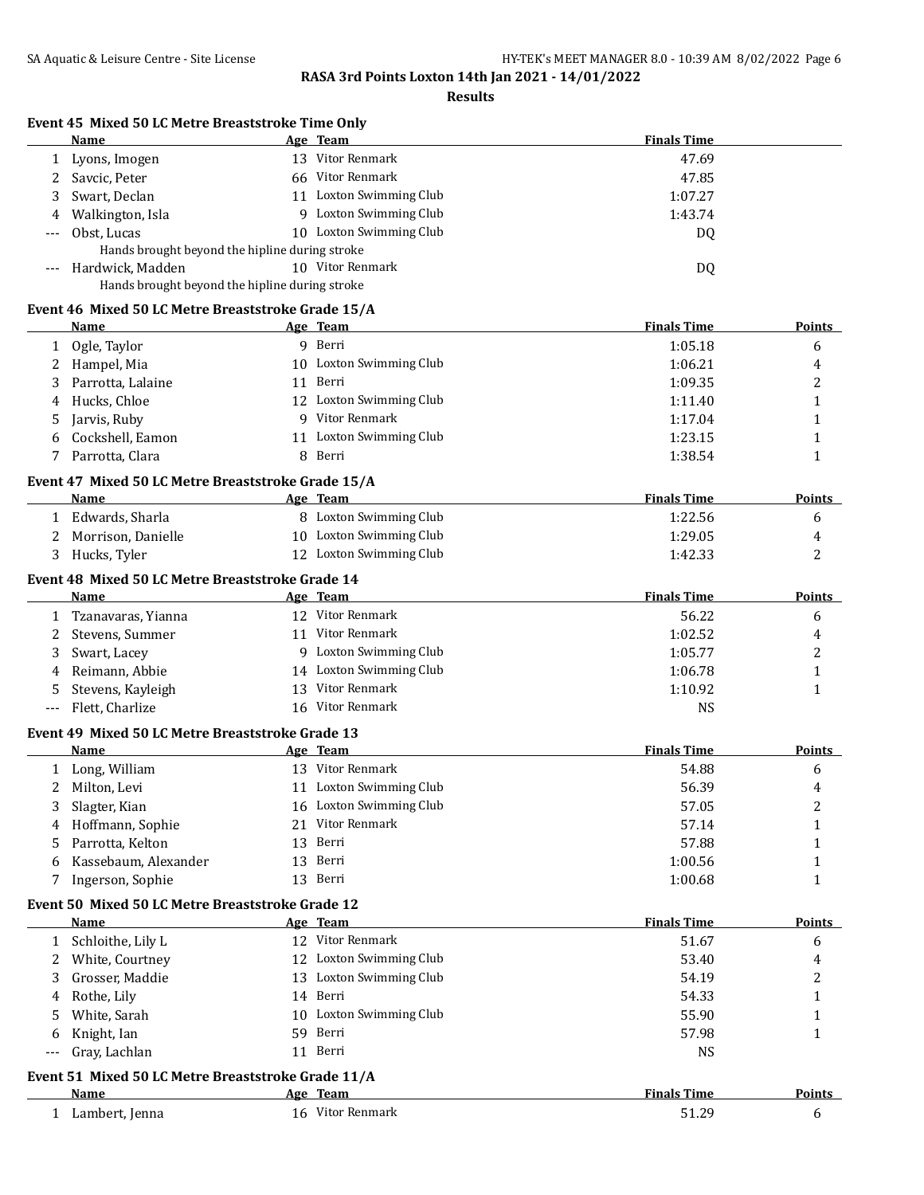RASA 3rd Points Loxton 14th Jan 2021 - 14/01/2022

Results

### Event 45 Mixed 50 LC Metre Breaststroke Time Only

| | Name | Age | Team | Finals Time |
|---|---|---|---|---|
| 1 | Lyons, Imogen | 13 | Vitor Renmark | 47.69 |
| 2 | Savcic, Peter | 66 | Vitor Renmark | 47.85 |
| 3 | Swart, Declan | 11 | Loxton Swimming Club | 1:07.27 |
| 4 | Walkington, Isla | 9 | Loxton Swimming Club | 1:43.74 |
| --- | Obst, Lucas | 10 | Loxton Swimming Club | DQ |
| | Hands brought beyond the hipline during stroke | | | |
| --- | Hardwick, Madden | 10 | Vitor Renmark | DQ |
| | Hands brought beyond the hipline during stroke | | | |

### Event 46 Mixed 50 LC Metre Breaststroke Grade 15/A

| | Name | Age | Team | Finals Time | Points |
|---|---|---|---|---|---|
| 1 | Ogle, Taylor | 9 | Berri | 1:05.18 | 6 |
| 2 | Hampel, Mia | 10 | Loxton Swimming Club | 1:06.21 | 4 |
| 3 | Parrotta, Lalaine | 11 | Berri | 1:09.35 | 2 |
| 4 | Hucks, Chloe | 12 | Loxton Swimming Club | 1:11.40 | 1 |
| 5 | Jarvis, Ruby | 9 | Vitor Renmark | 1:17.04 | 1 |
| 6 | Cockshell, Eamon | 11 | Loxton Swimming Club | 1:23.15 | 1 |
| 7 | Parrotta, Clara | 8 | Berri | 1:38.54 | 1 |

### Event 47 Mixed 50 LC Metre Breaststroke Grade 15/A

| | Name | Age | Team | Finals Time | Points |
|---|---|---|---|---|---|
| 1 | Edwards, Sharla | 8 | Loxton Swimming Club | 1:22.56 | 6 |
| 2 | Morrison, Danielle | 10 | Loxton Swimming Club | 1:29.05 | 4 |
| 3 | Hucks, Tyler | 12 | Loxton Swimming Club | 1:42.33 | 2 |

### Event 48 Mixed 50 LC Metre Breaststroke Grade 14

| | Name | Age | Team | Finals Time | Points |
|---|---|---|---|---|---|
| 1 | Tzanavaras, Yianna | 12 | Vitor Renmark | 56.22 | 6 |
| 2 | Stevens, Summer | 11 | Vitor Renmark | 1:02.52 | 4 |
| 3 | Swart, Lacey | 9 | Loxton Swimming Club | 1:05.77 | 2 |
| 4 | Reimann, Abbie | 14 | Loxton Swimming Club | 1:06.78 | 1 |
| 5 | Stevens, Kayleigh | 13 | Vitor Renmark | 1:10.92 | 1 |
| --- | Flett, Charlize | 16 | Vitor Renmark | NS | |

### Event 49 Mixed 50 LC Metre Breaststroke Grade 13

| | Name | Age | Team | Finals Time | Points |
|---|---|---|---|---|---|
| 1 | Long, William | 13 | Vitor Renmark | 54.88 | 6 |
| 2 | Milton, Levi | 11 | Loxton Swimming Club | 56.39 | 4 |
| 3 | Slagter, Kian | 16 | Loxton Swimming Club | 57.05 | 2 |
| 4 | Hoffmann, Sophie | 21 | Vitor Renmark | 57.14 | 1 |
| 5 | Parrotta, Kelton | 13 | Berri | 57.88 | 1 |
| 6 | Kassebaum, Alexander | 13 | Berri | 1:00.56 | 1 |
| 7 | Ingerson, Sophie | 13 | Berri | 1:00.68 | 1 |

### Event 50 Mixed 50 LC Metre Breaststroke Grade 12

| | Name | Age | Team | Finals Time | Points |
|---|---|---|---|---|---|
| 1 | Schloithe, Lily L | 12 | Vitor Renmark | 51.67 | 6 |
| 2 | White, Courtney | 12 | Loxton Swimming Club | 53.40 | 4 |
| 3 | Grosser, Maddie | 13 | Loxton Swimming Club | 54.19 | 2 |
| 4 | Rothe, Lily | 14 | Berri | 54.33 | 1 |
| 5 | White, Sarah | 10 | Loxton Swimming Club | 55.90 | 1 |
| 6 | Knight, Ian | 59 | Berri | 57.98 | 1 |
| --- | Gray, Lachlan | 11 | Berri | NS | |

### Event 51 Mixed 50 LC Metre Breaststroke Grade 11/A

| | Name | Age | Team | Finals Time | Points |
|---|---|---|---|---|---|
| 1 | Lambert, Jenna | 16 | Vitor Renmark | 51.29 | 6 |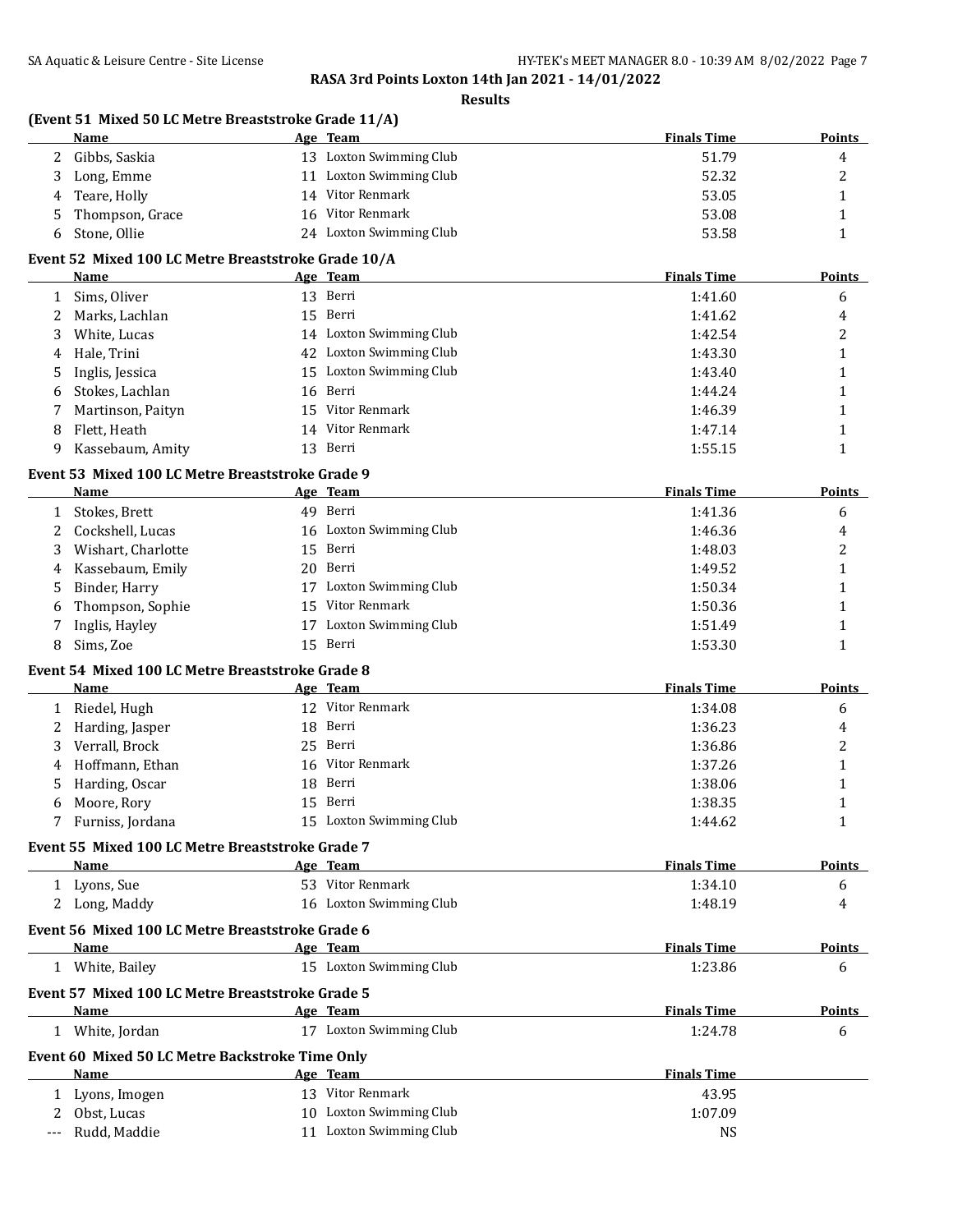**RASA 3rd Points Loxton 14th Jan 2021 - 14/01/2022**

**Results**

### (Event 51 Mixed 50 LC Metre Breaststroke Grade 11/A)

| | Name | Age | Team | Finals Time | Points |
|---|---|---|---|---|---|
| 2 | Gibbs, Saskia | 13 | Loxton Swimming Club | 51.79 | 4 |
| 3 | Long, Emme | 11 | Loxton Swimming Club | 52.32 | 2 |
| 4 | Teare, Holly | 14 | Vitor Renmark | 53.05 | 1 |
| 5 | Thompson, Grace | 16 | Vitor Renmark | 53.08 | 1 |
| 6 | Stone, Ollie | 24 | Loxton Swimming Club | 53.58 | 1 |

### Event 52 Mixed 100 LC Metre Breaststroke Grade 10/A

| | Name | Age | Team | Finals Time | Points |
|---|---|---|---|---|---|
| 1 | Sims, Oliver | 13 | Berri | 1:41.60 | 6 |
| 2 | Marks, Lachlan | 15 | Berri | 1:41.62 | 4 |
| 3 | White, Lucas | 14 | Loxton Swimming Club | 1:42.54 | 2 |
| 4 | Hale, Trini | 42 | Loxton Swimming Club | 1:43.30 | 1 |
| 5 | Inglis, Jessica | 15 | Loxton Swimming Club | 1:43.40 | 1 |
| 6 | Stokes, Lachlan | 16 | Berri | 1:44.24 | 1 |
| 7 | Martinson, Paityn | 15 | Vitor Renmark | 1:46.39 | 1 |
| 8 | Flett, Heath | 14 | Vitor Renmark | 1:47.14 | 1 |
| 9 | Kassebaum, Amity | 13 | Berri | 1:55.15 | 1 |

### Event 53 Mixed 100 LC Metre Breaststroke Grade 9

| | Name | Age | Team | Finals Time | Points |
|---|---|---|---|---|---|
| 1 | Stokes, Brett | 49 | Berri | 1:41.36 | 6 |
| 2 | Cockshell, Lucas | 16 | Loxton Swimming Club | 1:46.36 | 4 |
| 3 | Wishart, Charlotte | 15 | Berri | 1:48.03 | 2 |
| 4 | Kassebaum, Emily | 20 | Berri | 1:49.52 | 1 |
| 5 | Binder, Harry | 17 | Loxton Swimming Club | 1:50.34 | 1 |
| 6 | Thompson, Sophie | 15 | Vitor Renmark | 1:50.36 | 1 |
| 7 | Inglis, Hayley | 17 | Loxton Swimming Club | 1:51.49 | 1 |
| 8 | Sims, Zoe | 15 | Berri | 1:53.30 | 1 |

### Event 54 Mixed 100 LC Metre Breaststroke Grade 8

| | Name | Age | Team | Finals Time | Points |
|---|---|---|---|---|---|
| 1 | Riedel, Hugh | 12 | Vitor Renmark | 1:34.08 | 6 |
| 2 | Harding, Jasper | 18 | Berri | 1:36.23 | 4 |
| 3 | Verrall, Brock | 25 | Berri | 1:36.86 | 2 |
| 4 | Hoffmann, Ethan | 16 | Vitor Renmark | 1:37.26 | 1 |
| 5 | Harding, Oscar | 18 | Berri | 1:38.06 | 1 |
| 6 | Moore, Rory | 15 | Berri | 1:38.35 | 1 |
| 7 | Furniss, Jordana | 15 | Loxton Swimming Club | 1:44.62 | 1 |

### Event 55 Mixed 100 LC Metre Breaststroke Grade 7

| | Name | Age | Team | Finals Time | Points |
|---|---|---|---|---|---|
| 1 | Lyons, Sue | 53 | Vitor Renmark | 1:34.10 | 6 |
| 2 | Long, Maddy | 16 | Loxton Swimming Club | 1:48.19 | 4 |

### Event 56 Mixed 100 LC Metre Breaststroke Grade 6

| | Name | Age | Team | Finals Time | Points |
|---|---|---|---|---|---|
| 1 | White, Bailey | 15 | Loxton Swimming Club | 1:23.86 | 6 |

### Event 57 Mixed 100 LC Metre Breaststroke Grade 5

| | Name | Age | Team | Finals Time | Points |
|---|---|---|---|---|---|
| 1 | White, Jordan | 17 | Loxton Swimming Club | 1:24.78 | 6 |

### Event 60 Mixed 50 LC Metre Backstroke Time Only

| | Name | Age | Team | Finals Time |
|---|---|---|---|---|
| 1 | Lyons, Imogen | 13 | Vitor Renmark | 43.95 |
| 2 | Obst, Lucas | 10 | Loxton Swimming Club | 1:07.09 |
| --- | Rudd, Maddie | 11 | Loxton Swimming Club | NS |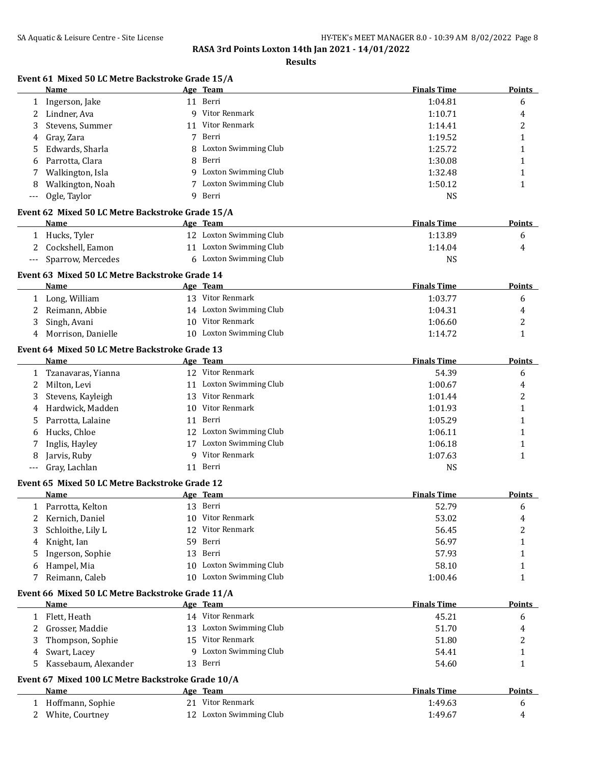**RASA 3rd Points Loxton 14th Jan 2021 - 14/01/2022**

**Results**

### Event 61 Mixed 50 LC Metre Backstroke Grade 15/A

| | Name | Age | Team | Finals Time | Points |
|---|---|---|---|---|---|
| 1 | Ingerson, Jake | 11 | Berri | 1:04.81 | 6 |
| 2 | Lindner, Ava | 9 | Vitor Renmark | 1:10.71 | 4 |
| 3 | Stevens, Summer | 11 | Vitor Renmark | 1:14.41 | 2 |
| 4 | Gray, Zara | 7 | Berri | 1:19.52 | 1 |
| 5 | Edwards, Sharla | 8 | Loxton Swimming Club | 1:25.72 | 1 |
| 6 | Parrotta, Clara | 8 | Berri | 1:30.08 | 1 |
| 7 | Walkington, Isla | 9 | Loxton Swimming Club | 1:32.48 | 1 |
| 8 | Walkington, Noah | 7 | Loxton Swimming Club | 1:50.12 | 1 |
| --- | Ogle, Taylor | 9 | Berri | NS | |

### Event 62 Mixed 50 LC Metre Backstroke Grade 15/A

| | Name | Age | Team | Finals Time | Points |
|---|---|---|---|---|---|
| 1 | Hucks, Tyler | 12 | Loxton Swimming Club | 1:13.89 | 6 |
| 2 | Cockshell, Eamon | 11 | Loxton Swimming Club | 1:14.04 | 4 |
| --- | Sparrow, Mercedes | 6 | Loxton Swimming Club | NS | |

### Event 63 Mixed 50 LC Metre Backstroke Grade 14

| | Name | Age | Team | Finals Time | Points |
|---|---|---|---|---|---|
| 1 | Long, William | 13 | Vitor Renmark | 1:03.77 | 6 |
| 2 | Reimann, Abbie | 14 | Loxton Swimming Club | 1:04.31 | 4 |
| 3 | Singh, Avani | 10 | Vitor Renmark | 1:06.60 | 2 |
| 4 | Morrison, Danielle | 10 | Loxton Swimming Club | 1:14.72 | 1 |

### Event 64 Mixed 50 LC Metre Backstroke Grade 13

| | Name | Age | Team | Finals Time | Points |
|---|---|---|---|---|---|
| 1 | Tzanavaras, Yianna | 12 | Vitor Renmark | 54.39 | 6 |
| 2 | Milton, Levi | 11 | Loxton Swimming Club | 1:00.67 | 4 |
| 3 | Stevens, Kayleigh | 13 | Vitor Renmark | 1:01.44 | 2 |
| 4 | Hardwick, Madden | 10 | Vitor Renmark | 1:01.93 | 1 |
| 5 | Parrotta, Lalaine | 11 | Berri | 1:05.29 | 1 |
| 6 | Hucks, Chloe | 12 | Loxton Swimming Club | 1:06.11 | 1 |
| 7 | Inglis, Hayley | 17 | Loxton Swimming Club | 1:06.18 | 1 |
| 8 | Jarvis, Ruby | 9 | Vitor Renmark | 1:07.63 | 1 |
| --- | Gray, Lachlan | 11 | Berri | NS | |

### Event 65 Mixed 50 LC Metre Backstroke Grade 12

| | Name | Age | Team | Finals Time | Points |
|---|---|---|---|---|---|
| 1 | Parrotta, Kelton | 13 | Berri | 52.79 | 6 |
| 2 | Kernich, Daniel | 10 | Vitor Renmark | 53.02 | 4 |
| 3 | Schloithe, Lily L | 12 | Vitor Renmark | 56.45 | 2 |
| 4 | Knight, Ian | 59 | Berri | 56.97 | 1 |
| 5 | Ingerson, Sophie | 13 | Berri | 57.93 | 1 |
| 6 | Hampel, Mia | 10 | Loxton Swimming Club | 58.10 | 1 |
| 7 | Reimann, Caleb | 10 | Loxton Swimming Club | 1:00.46 | 1 |

### Event 66 Mixed 50 LC Metre Backstroke Grade 11/A

| | Name | Age | Team | Finals Time | Points |
|---|---|---|---|---|---|
| 1 | Flett, Heath | 14 | Vitor Renmark | 45.21 | 6 |
| 2 | Grosser, Maddie | 13 | Loxton Swimming Club | 51.70 | 4 |
| 3 | Thompson, Sophie | 15 | Vitor Renmark | 51.80 | 2 |
| 4 | Swart, Lacey | 9 | Loxton Swimming Club | 54.41 | 1 |
| 5 | Kassebaum, Alexander | 13 | Berri | 54.60 | 1 |

### Event 67 Mixed 100 LC Metre Backstroke Grade 10/A

| | Name | Age | Team | Finals Time | Points |
|---|---|---|---|---|---|
| 1 | Hoffmann, Sophie | 21 | Vitor Renmark | 1:49.63 | 6 |
| 2 | White, Courtney | 12 | Loxton Swimming Club | 1:49.67 | 4 |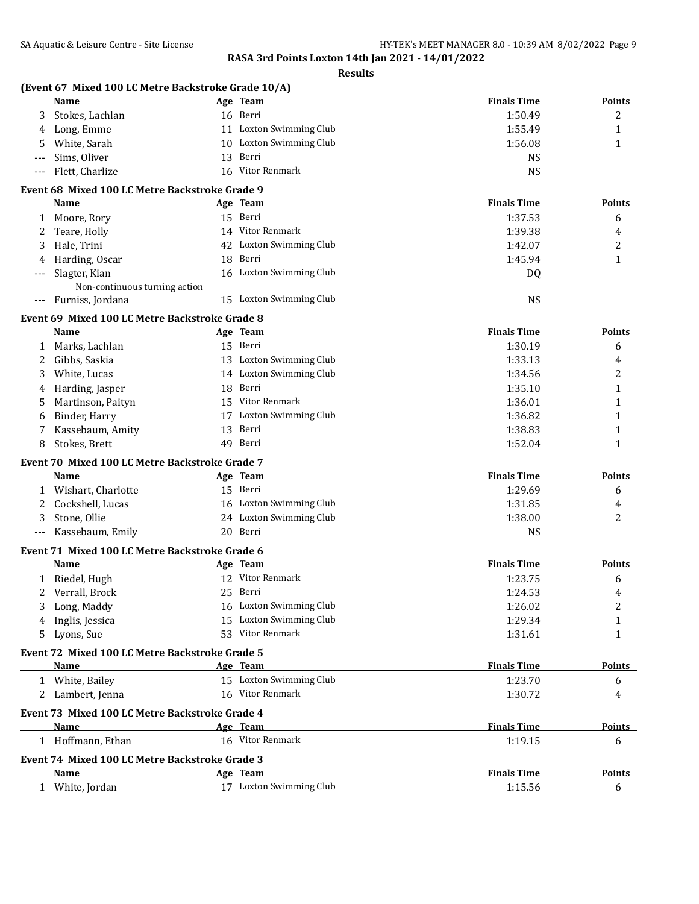**RASA 3rd Points Loxton 14th Jan 2021 - 14/01/2022**

**Results**

### (Event 67 Mixed 100 LC Metre Backstroke Grade 10/A)

| | Name | Age | Team | Finals Time | Points |
|---|---|---|---|---|---|
| 3 | Stokes, Lachlan | 16 | Berri | 1:50.49 | 2 |
| 4 | Long, Emme | 11 | Loxton Swimming Club | 1:55.49 | 1 |
| 5 | White, Sarah | 10 | Loxton Swimming Club | 1:56.08 | 1 |
| --- | Sims, Oliver | 13 | Berri | NS | |
| --- | Flett, Charlize | 16 | Vitor Renmark | NS | |

### Event 68 Mixed 100 LC Metre Backstroke Grade 9

| | Name | Age | Team | Finals Time | Points |
|---|---|---|---|---|---|
| 1 | Moore, Rory | 15 | Berri | 1:37.53 | 6 |
| 2 | Teare, Holly | 14 | Vitor Renmark | 1:39.38 | 4 |
| 3 | Hale, Trini | 42 | Loxton Swimming Club | 1:42.07 | 2 |
| 4 | Harding, Oscar | 18 | Berri | 1:45.94 | 1 |
| --- | Slagter, Kian | 16 | Loxton Swimming Club | DQ | |
| | Non-continuous turning action | | | | |
| --- | Furniss, Jordana | 15 | Loxton Swimming Club | NS | |

### Event 69 Mixed 100 LC Metre Backstroke Grade 8

| | Name | Age | Team | Finals Time | Points |
|---|---|---|---|---|---|
| 1 | Marks, Lachlan | 15 | Berri | 1:30.19 | 6 |
| 2 | Gibbs, Saskia | 13 | Loxton Swimming Club | 1:33.13 | 4 |
| 3 | White, Lucas | 14 | Loxton Swimming Club | 1:34.56 | 2 |
| 4 | Harding, Jasper | 18 | Berri | 1:35.10 | 1 |
| 5 | Martinson, Paityn | 15 | Vitor Renmark | 1:36.01 | 1 |
| 6 | Binder, Harry | 17 | Loxton Swimming Club | 1:36.82 | 1 |
| 7 | Kassebaum, Amity | 13 | Berri | 1:38.83 | 1 |
| 8 | Stokes, Brett | 49 | Berri | 1:52.04 | 1 |

### Event 70 Mixed 100 LC Metre Backstroke Grade 7

| | Name | Age | Team | Finals Time | Points |
|---|---|---|---|---|---|
| 1 | Wishart, Charlotte | 15 | Berri | 1:29.69 | 6 |
| 2 | Cockshell, Lucas | 16 | Loxton Swimming Club | 1:31.85 | 4 |
| 3 | Stone, Ollie | 24 | Loxton Swimming Club | 1:38.00 | 2 |
| --- | Kassebaum, Emily | 20 | Berri | NS | |

### Event 71 Mixed 100 LC Metre Backstroke Grade 6

| | Name | Age | Team | Finals Time | Points |
|---|---|---|---|---|---|
| 1 | Riedel, Hugh | 12 | Vitor Renmark | 1:23.75 | 6 |
| 2 | Verrall, Brock | 25 | Berri | 1:24.53 | 4 |
| 3 | Long, Maddy | 16 | Loxton Swimming Club | 1:26.02 | 2 |
| 4 | Inglis, Jessica | 15 | Loxton Swimming Club | 1:29.34 | 1 |
| 5 | Lyons, Sue | 53 | Vitor Renmark | 1:31.61 | 1 |

### Event 72 Mixed 100 LC Metre Backstroke Grade 5

| | Name | Age | Team | Finals Time | Points |
|---|---|---|---|---|---|
| 1 | White, Bailey | 15 | Loxton Swimming Club | 1:23.70 | 6 |
| 2 | Lambert, Jenna | 16 | Vitor Renmark | 1:30.72 | 4 |

### Event 73 Mixed 100 LC Metre Backstroke Grade 4

| | Name | Age | Team | Finals Time | Points |
|---|---|---|---|---|---|
| 1 | Hoffmann, Ethan | 16 | Vitor Renmark | 1:19.15 | 6 |

### Event 74 Mixed 100 LC Metre Backstroke Grade 3

| | Name | Age | Team | Finals Time | Points |
|---|---|---|---|---|---|
| 1 | White, Jordan | 17 | Loxton Swimming Club | 1:15.56 | 6 |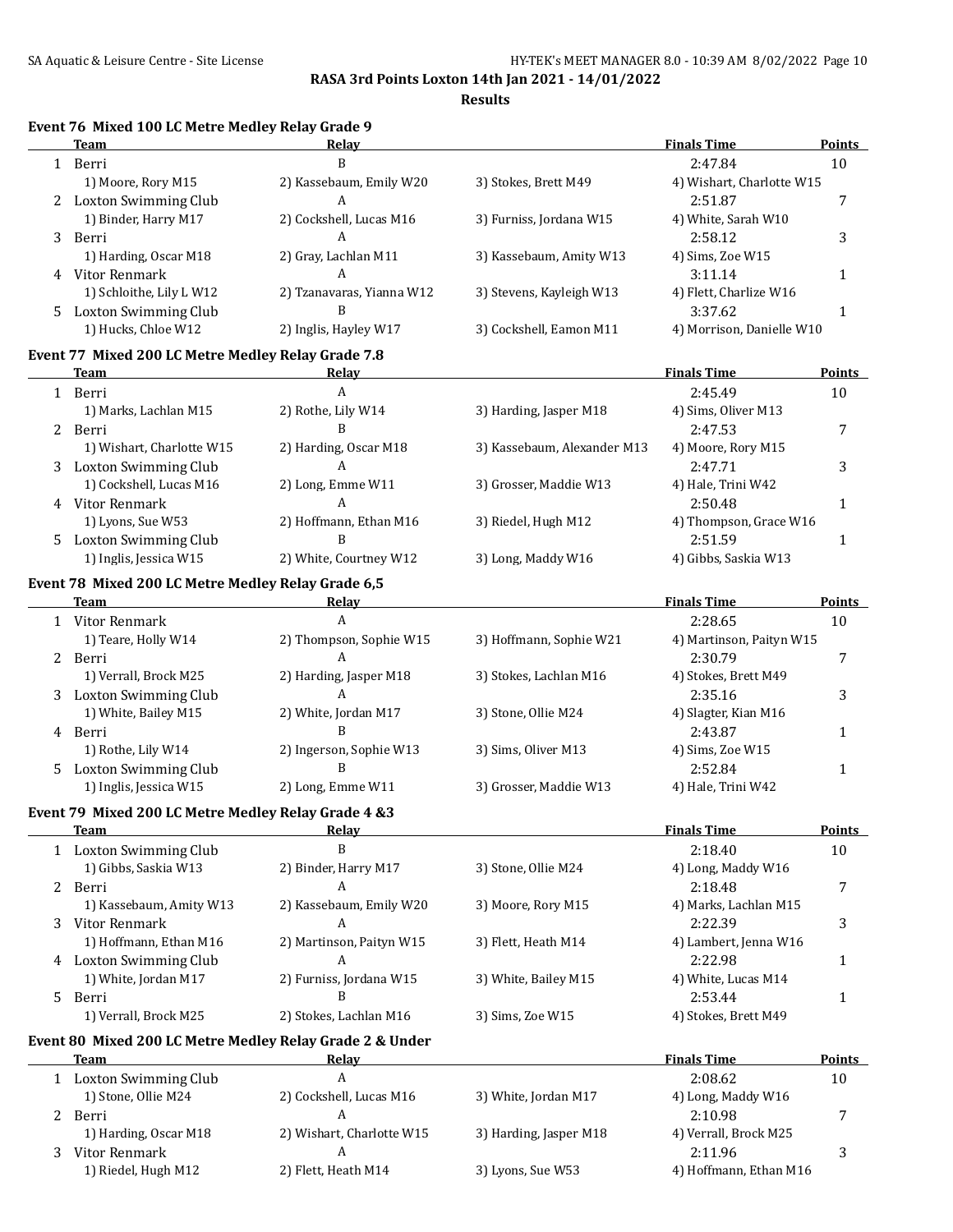**RASA 3rd Points Loxton 14th Jan 2021 - 14/01/2022**

**Results**

### Event 76 Mixed 100 LC Metre Medley Relay Grade 9

| | Team | Relay | | Finals Time | Points |
|---|---|---|---|---|---|
| 1 | Berri | B | | 2:47.84 | 10 |
| | 1) Moore, Rory M15 | 2) Kassebaum, Emily W20 | 3) Stokes, Brett M49 | 4) Wishart, Charlotte W15 | |
| 2 | Loxton Swimming Club | A | | 2:51.87 | 7 |
| | 1) Binder, Harry M17 | 2) Cockshell, Lucas M16 | 3) Furniss, Jordana W15 | 4) White, Sarah W10 | |
| 3 | Berri | A | | 2:58.12 | 3 |
| | 1) Harding, Oscar M18 | 2) Gray, Lachlan M11 | 3) Kassebaum, Amity W13 | 4) Sims, Zoe W15 | |
| 4 | Vitor Renmark | A | | 3:11.14 | 1 |
| | 1) Schloithe, Lily L W12 | 2) Tzanavaras, Yianna W12 | 3) Stevens, Kayleigh W13 | 4) Flett, Charlize W16 | |
| 5 | Loxton Swimming Club | B | | 3:37.62 | 1 |
| | 1) Hucks, Chloe W12 | 2) Inglis, Hayley W17 | 3) Cockshell, Eamon M11 | 4) Morrison, Danielle W10 | |

### Event 77 Mixed 200 LC Metre Medley Relay Grade 7.8

| | Team | Relay | | Finals Time | Points |
|---|---|---|---|---|---|
| 1 | Berri | A | | 2:45.49 | 10 |
| | 1) Marks, Lachlan M15 | 2) Rothe, Lily W14 | 3) Harding, Jasper M18 | 4) Sims, Oliver M13 | |
| 2 | Berri | B | | 2:47.53 | 7 |
| | 1) Wishart, Charlotte W15 | 2) Harding, Oscar M18 | 3) Kassebaum, Alexander M13 | 4) Moore, Rory M15 | |
| 3 | Loxton Swimming Club | A | | 2:47.71 | 3 |
| | 1) Cockshell, Lucas M16 | 2) Long, Emme W11 | 3) Grosser, Maddie W13 | 4) Hale, Trini W42 | |
| 4 | Vitor Renmark | A | | 2:50.48 | 1 |
| | 1) Lyons, Sue W53 | 2) Hoffmann, Ethan M16 | 3) Riedel, Hugh M12 | 4) Thompson, Grace W16 | |
| 5 | Loxton Swimming Club | B | | 2:51.59 | 1 |
| | 1) Inglis, Jessica W15 | 2) White, Courtney W12 | 3) Long, Maddy W16 | 4) Gibbs, Saskia W13 | |

### Event 78 Mixed 200 LC Metre Medley Relay Grade 6,5

| | Team | Relay | | Finals Time | Points |
|---|---|---|---|---|---|
| 1 | Vitor Renmark | A | | 2:28.65 | 10 |
| | 1) Teare, Holly W14 | 2) Thompson, Sophie W15 | 3) Hoffmann, Sophie W21 | 4) Martinson, Paityn W15 | |
| 2 | Berri | A | | 2:30.79 | 7 |
| | 1) Verrall, Brock M25 | 2) Harding, Jasper M18 | 3) Stokes, Lachlan M16 | 4) Stokes, Brett M49 | |
| 3 | Loxton Swimming Club | A | | 2:35.16 | 3 |
| | 1) White, Bailey M15 | 2) White, Jordan M17 | 3) Stone, Ollie M24 | 4) Slagter, Kian M16 | |
| 4 | Berri | B | | 2:43.87 | 1 |
| | 1) Rothe, Lily W14 | 2) Ingerson, Sophie W13 | 3) Sims, Oliver M13 | 4) Sims, Zoe W15 | |
| 5 | Loxton Swimming Club | B | | 2:52.84 | 1 |
| | 1) Inglis, Jessica W15 | 2) Long, Emme W11 | 3) Grosser, Maddie W13 | 4) Hale, Trini W42 | |

### Event 79 Mixed 200 LC Metre Medley Relay Grade 4 &3

| | Team | Relay | | Finals Time | Points |
|---|---|---|---|---|---|
| 1 | Loxton Swimming Club | B | | 2:18.40 | 10 |
| | 1) Gibbs, Saskia W13 | 2) Binder, Harry M17 | 3) Stone, Ollie M24 | 4) Long, Maddy W16 | |
| 2 | Berri | A | | 2:18.48 | 7 |
| | 1) Kassebaum, Amity W13 | 2) Kassebaum, Emily W20 | 3) Moore, Rory M15 | 4) Marks, Lachlan M15 | |
| 3 | Vitor Renmark | A | | 2:22.39 | 3 |
| | 1) Hoffmann, Ethan M16 | 2) Martinson, Paityn W15 | 3) Flett, Heath M14 | 4) Lambert, Jenna W16 | |
| 4 | Loxton Swimming Club | A | | 2:22.98 | 1 |
| | 1) White, Jordan M17 | 2) Furniss, Jordana W15 | 3) White, Bailey M15 | 4) White, Lucas M14 | |
| 5 | Berri | B | | 2:53.44 | 1 |
| | 1) Verrall, Brock M25 | 2) Stokes, Lachlan M16 | 3) Sims, Zoe W15 | 4) Stokes, Brett M49 | |

### Event 80 Mixed 200 LC Metre Medley Relay Grade 2 & Under

| | Team | Relay | | Finals Time | Points |
|---|---|---|---|---|---|
| 1 | Loxton Swimming Club | A | | 2:08.62 | 10 |
| | 1) Stone, Ollie M24 | 2) Cockshell, Lucas M16 | 3) White, Jordan M17 | 4) Long, Maddy W16 | |
| 2 | Berri | A | | 2:10.98 | 7 |
| | 1) Harding, Oscar M18 | 2) Wishart, Charlotte W15 | 3) Harding, Jasper M18 | 4) Verrall, Brock M25 | |
| 3 | Vitor Renmark | A | | 2:11.96 | 3 |
| | 1) Riedel, Hugh M12 | 2) Flett, Heath M14 | 3) Lyons, Sue W53 | 4) Hoffmann, Ethan M16 | |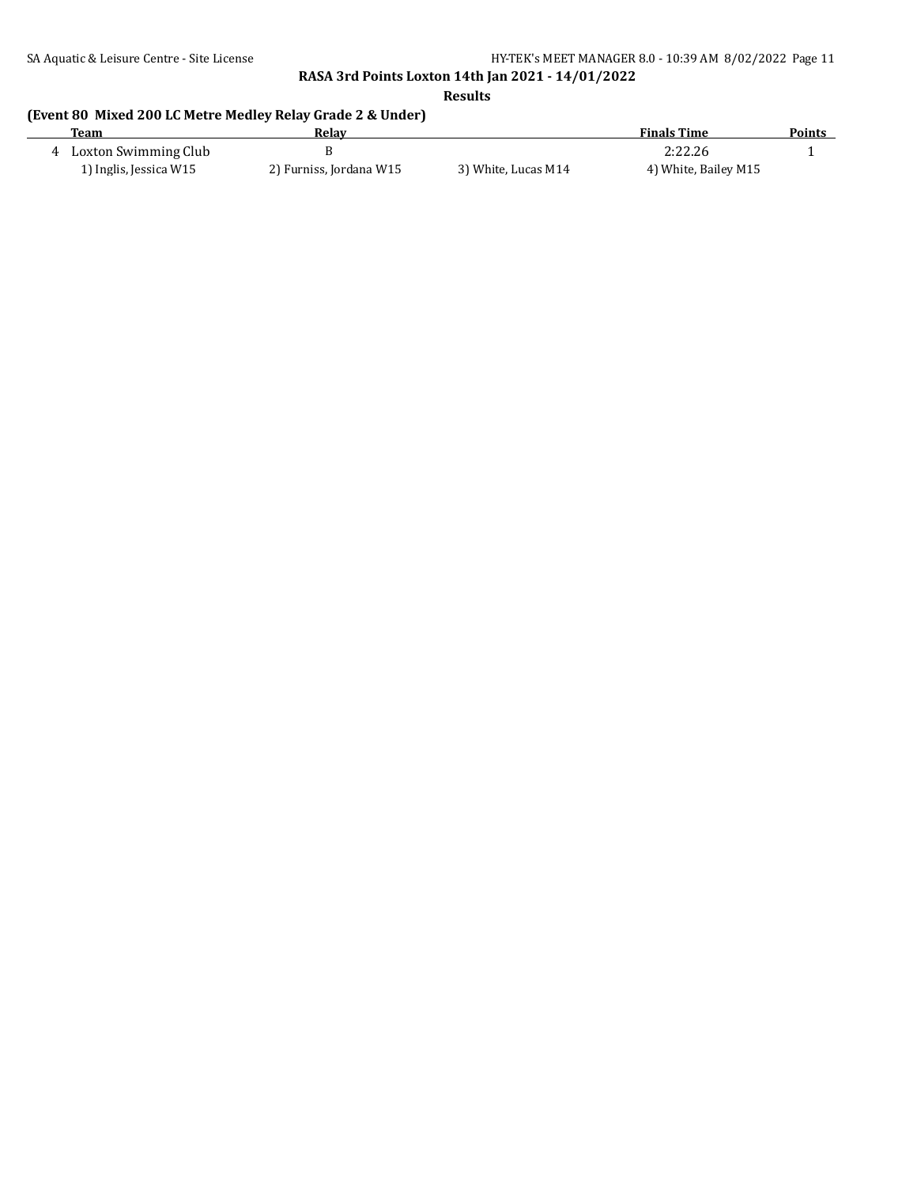**RASA 3rd Points Loxton 14th Jan 2021 - 14/01/2022**

**Results**

**(Event 80 Mixed 200 LC Metre Medley Relay Grade 2 & Under)**

| | Team | Relay | | Finals Time | Points |
|---|---|---|---|---|---|
| 4 | Loxton Swimming Club | B | | 2:22.26 | 1 |
| | 1) Inglis, Jessica W15 | 2) Furniss, Jordana W15 | 3) White, Lucas M14 | 4) White, Bailey M15 | |